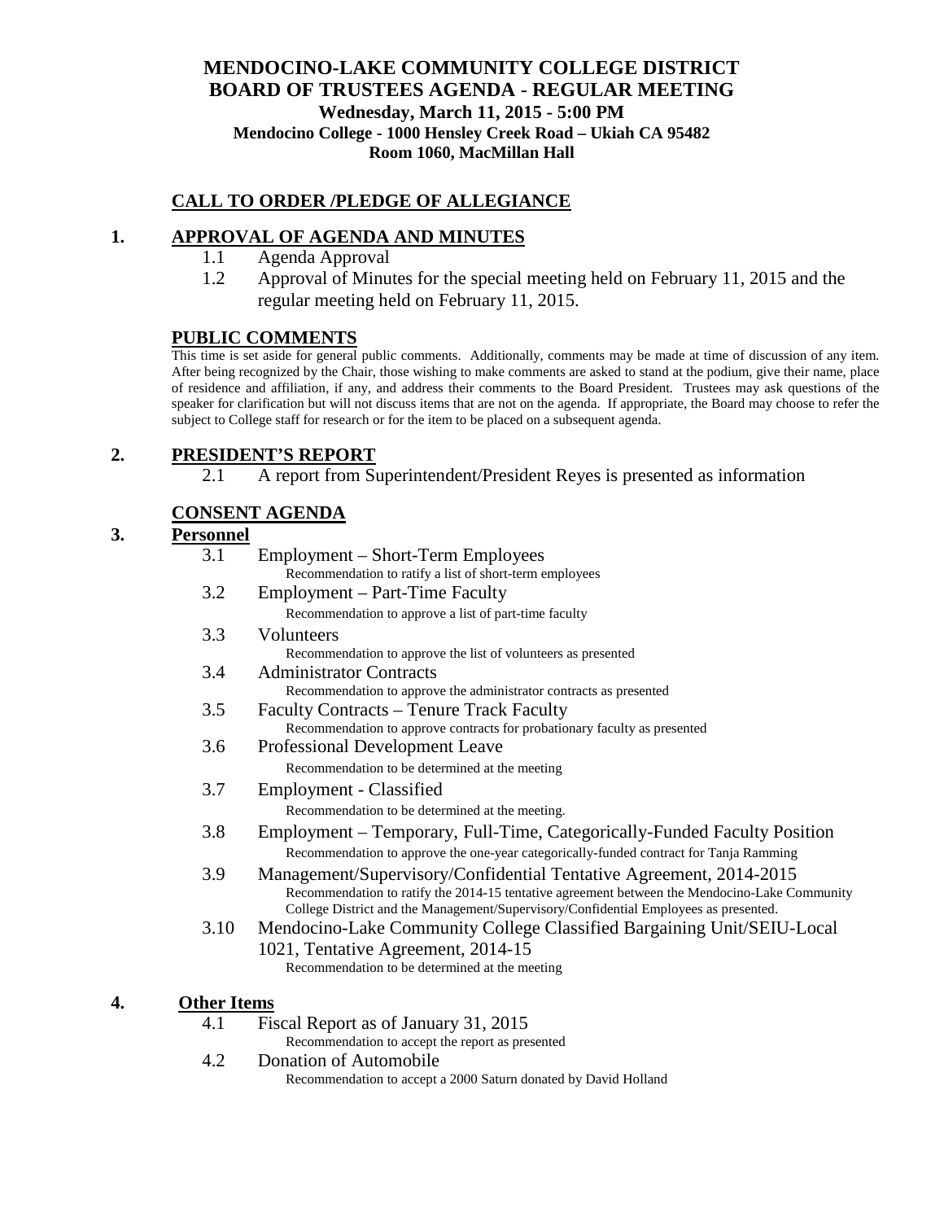# MENDOCINO-LAKE COMMUNITY COLLEGE DISTRICT
# BOARD OF TRUSTEES AGENDA - REGULAR MEETING

**Wednesday, March 11, 2015 - 5:00 PM**
**Mendocino College - 1000 Hensley Creek Road – Ukiah CA 95482**
**Room 1060, MacMillan Hall**

## CALL TO ORDER /PLEDGE OF ALLEGIANCE

## 1. APPROVAL OF AGENDA AND MINUTES

1.1 Agenda Approval

1.2 Approval of Minutes for the special meeting held on February 11, 2015 and the regular meeting held on February 11, 2015.

## PUBLIC COMMENTS

This time is set aside for general public comments. Additionally, comments may be made at time of discussion of any item. After being recognized by the Chair, those wishing to make comments are asked to stand at the podium, give their name, place of residence and affiliation, if any, and address their comments to the Board President. Trustees may ask questions of the speaker for clarification but will not discuss items that are not on the agenda. If appropriate, the Board may choose to refer the subject to College staff for research or for the item to be placed on a subsequent agenda.

## 2. PRESIDENT'S REPORT

2.1 A report from Superintendent/President Reyes is presented as information

## CONSENT AGENDA

## 3. Personnel

3.1 Employment – Short-Term Employees
Recommendation to ratify a list of short-term employees

3.2 Employment – Part-Time Faculty
Recommendation to approve a list of part-time faculty

3.3 Volunteers
Recommendation to approve the list of volunteers as presented

3.4 Administrator Contracts
Recommendation to approve the administrator contracts as presented

3.5 Faculty Contracts – Tenure Track Faculty
Recommendation to approve contracts for probationary faculty as presented

3.6 Professional Development Leave
Recommendation to be determined at the meeting

3.7 Employment - Classified
Recommendation to be determined at the meeting.

3.8 Employment – Temporary, Full-Time, Categorically-Funded Faculty Position
Recommendation to approve the one-year categorically-funded contract for Tanja Ramming

3.9 Management/Supervisory/Confidential Tentative Agreement, 2014-2015
Recommendation to ratify the 2014-15 tentative agreement between the Mendocino-Lake Community College District and the Management/Supervisory/Confidential Employees as presented.

3.10 Mendocino-Lake Community College Classified Bargaining Unit/SEIU-Local 1021, Tentative Agreement, 2014-15
Recommendation to be determined at the meeting

## 4. Other Items

4.1 Fiscal Report as of January 31, 2015
Recommendation to accept the report as presented

4.2 Donation of Automobile
Recommendation to accept a 2000 Saturn donated by David Holland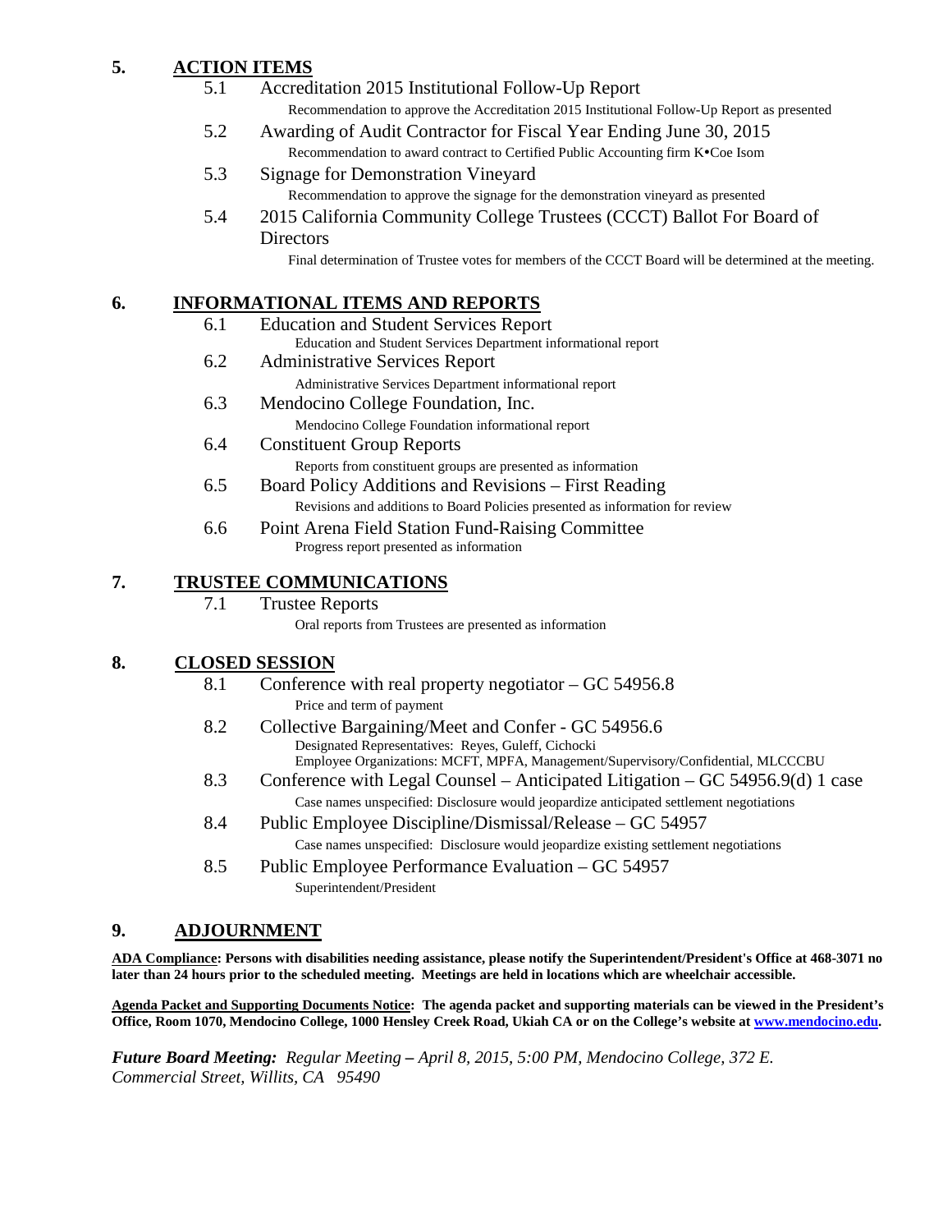## 5. ACTION ITEMS

5.1 Accreditation 2015 Institutional Follow-Up Report

Recommendation to approve the Accreditation 2015 Institutional Follow-Up Report as presented

5.2 Awarding of Audit Contractor for Fiscal Year Ending June 30, 2015

Recommendation to award contract to Certified Public Accounting firm K•Coe Isom

5.3 Signage for Demonstration Vineyard

Recommendation to approve the signage for the demonstration vineyard as presented

5.4 2015 California Community College Trustees (CCCT) Ballot For Board of Directors

Final determination of Trustee votes for members of the CCCT Board will be determined at the meeting.

## 6. INFORMATIONAL ITEMS AND REPORTS

6.1 Education and Student Services Report

Education and Student Services Department informational report

6.2 Administrative Services Report

Administrative Services Department informational report

6.3 Mendocino College Foundation, Inc.

Mendocino College Foundation informational report

6.4 Constituent Group Reports

Reports from constituent groups are presented as information

6.5 Board Policy Additions and Revisions – First Reading

Revisions and additions to Board Policies presented as information for review

6.6 Point Arena Field Station Fund-Raising Committee

Progress report presented as information

## 7. TRUSTEE COMMUNICATIONS

7.1 Trustee Reports

Oral reports from Trustees are presented as information

## 8. CLOSED SESSION

8.1 Conference with real property negotiator – GC 54956.8

Price and term of payment

8.2 Collective Bargaining/Meet and Confer - GC 54956.6

Designated Representatives: Reyes, Guleff, Cichocki
Employee Organizations: MCFT, MPFA, Management/Supervisory/Confidential, MLCCCBU

8.3 Conference with Legal Counsel – Anticipated Litigation – GC 54956.9(d) 1 case

Case names unspecified: Disclosure would jeopardize anticipated settlement negotiations

8.4 Public Employee Discipline/Dismissal/Release – GC 54957

Case names unspecified: Disclosure would jeopardize existing settlement negotiations

8.5 Public Employee Performance Evaluation – GC 54957

Superintendent/President

## 9. ADJOURNMENT

**ADA Compliance: Persons with disabilities needing assistance, please notify the Superintendent/President's Office at 468-3071 no later than 24 hours prior to the scheduled meeting. Meetings are held in locations which are wheelchair accessible.**

**Agenda Packet and Supporting Documents Notice: The agenda packet and supporting materials can be viewed in the President's Office, Room 1070, Mendocino College, 1000 Hensley Creek Road, Ukiah CA or on the College's website at www.mendocino.edu.**

***Future Board Meeting:*** *Regular Meeting – April 8, 2015, 5:00 PM, Mendocino College, 372 E. Commercial Street, Willits, CA 95490*